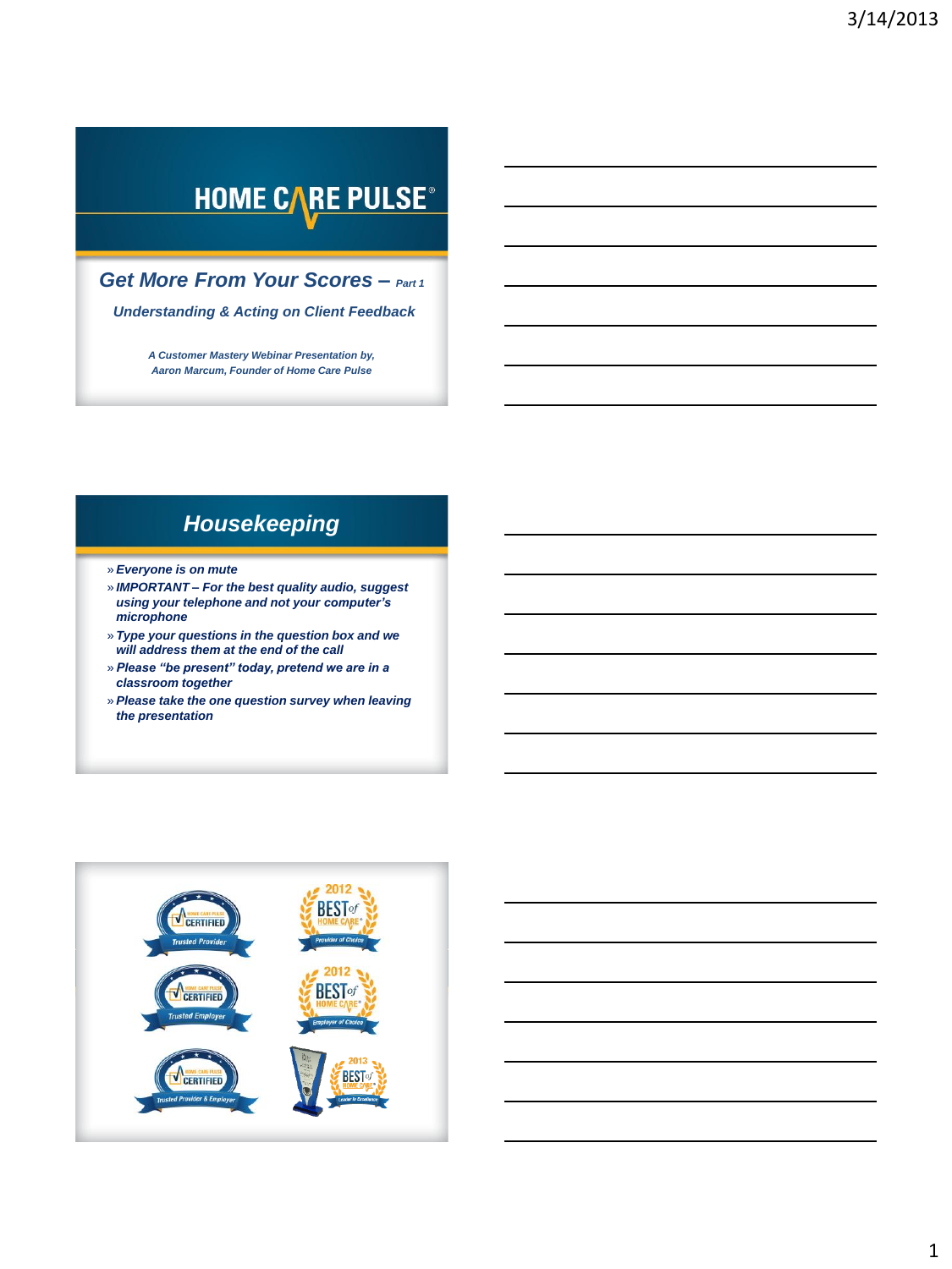# HOME CARE PULSE®

## Get More From Your Scores – Part 1

### Understanding & Acting on Client Feedback

*A Customer Mastery Webinar Presentation by,*
*Aaron Marcum, Founder of Home Care Pulse*

## Housekeeping

- *Everyone is on mute*
- *IMPORTANT – For the best quality audio, suggest using your telephone and not your computer's microphone*
- *Type your questions in the question box and we will address them at the end of the call*
- *Please "be present" today, pretend we are in a classroom together*
- *Please take the one question survey when leaving the presentation*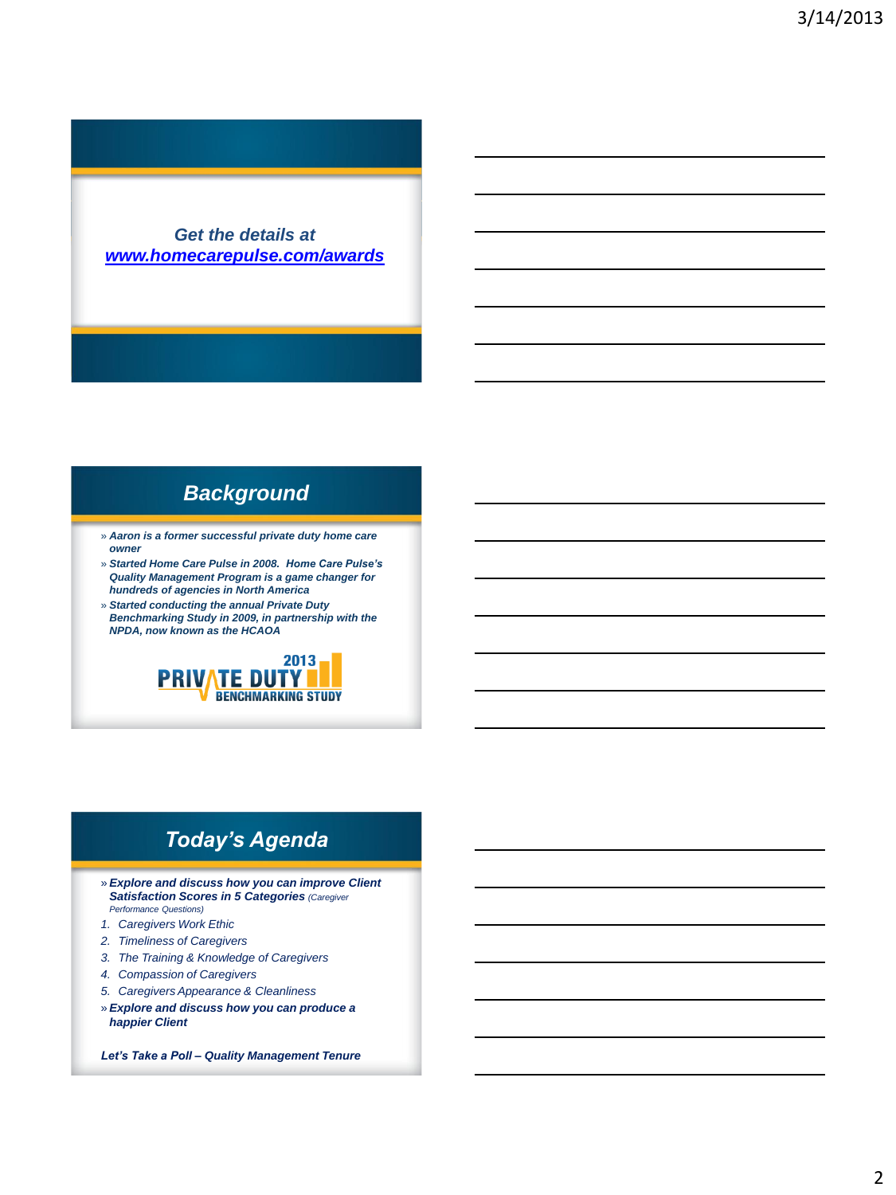*Get the details at*
*[www.homecarepulse.com/awards](http://www.homecarepulse.com/awards)*

## Background

- ***Aaron is a former successful private duty home care owner***
- ***Started Home Care Pulse in 2008. Home Care Pulse's Quality Management Program is a game changer for hundreds of agencies in North America***
- ***Started conducting the annual Private Duty Benchmarking Study in 2009, in partnership with the NPDA, now known as the HCAOA***

2013 PRIVATE DUTY BENCHMARKING STUDY

## Today's Agenda

- ***Explore and discuss how you can improve Client Satisfaction Scores in 5 Categories*** *(Caregiver Performance Questions)*

1. *Caregivers Work Ethic*
2. *Timeliness of Caregivers*
3. *The Training & Knowledge of Caregivers*
4. *Compassion of Caregivers*
5. *Caregivers Appearance & Cleanliness*

- ***Explore and discuss how you can produce a happier Client***

***Let's Take a Poll – Quality Management Tenure***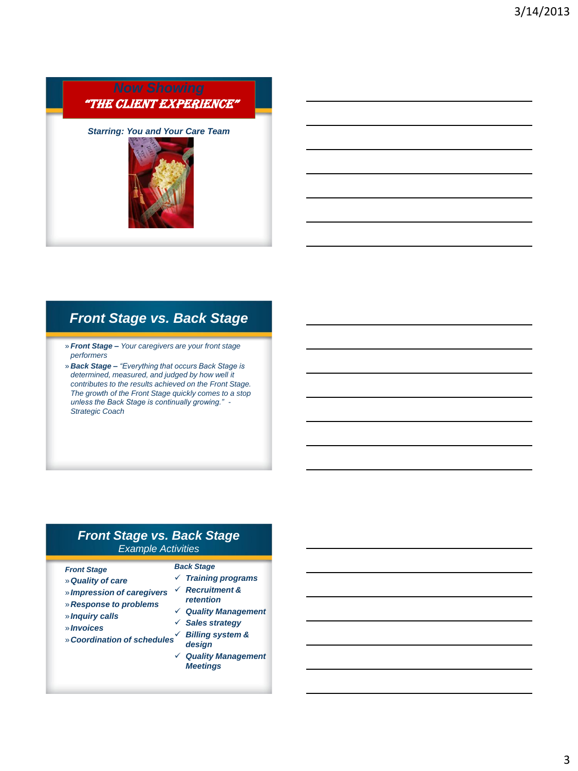## Now Showing

## "THE CLIENT EXPERIENCE"

*Starring: You and Your Care Team*

## Front Stage vs. Back Stage

- ***Front Stage –*** *Your caregivers are your front stage performers*
- ***Back Stage –*** *"Everything that occurs Back Stage is determined, measured, and judged by how well it contributes to the results achieved on the Front Stage. The growth of the Front Stage quickly comes to a stop unless the Back Stage is continually growing." - Strategic Coach*

## Front Stage vs. Back Stage

*Example Activities*

***Front Stage***

- ***Quality of care***
- ***Impression of caregivers***
- ***Response to problems***
- ***Inquiry calls***
- ***Invoices***
- ***Coordination of schedules***

***Back Stage***

- ✓ ***Training programs***
- ✓ ***Recruitment & retention***
- ✓ ***Quality Management***
- ✓ ***Sales strategy***
- ✓ ***Billing system & design***
- ✓ ***Quality Management Meetings***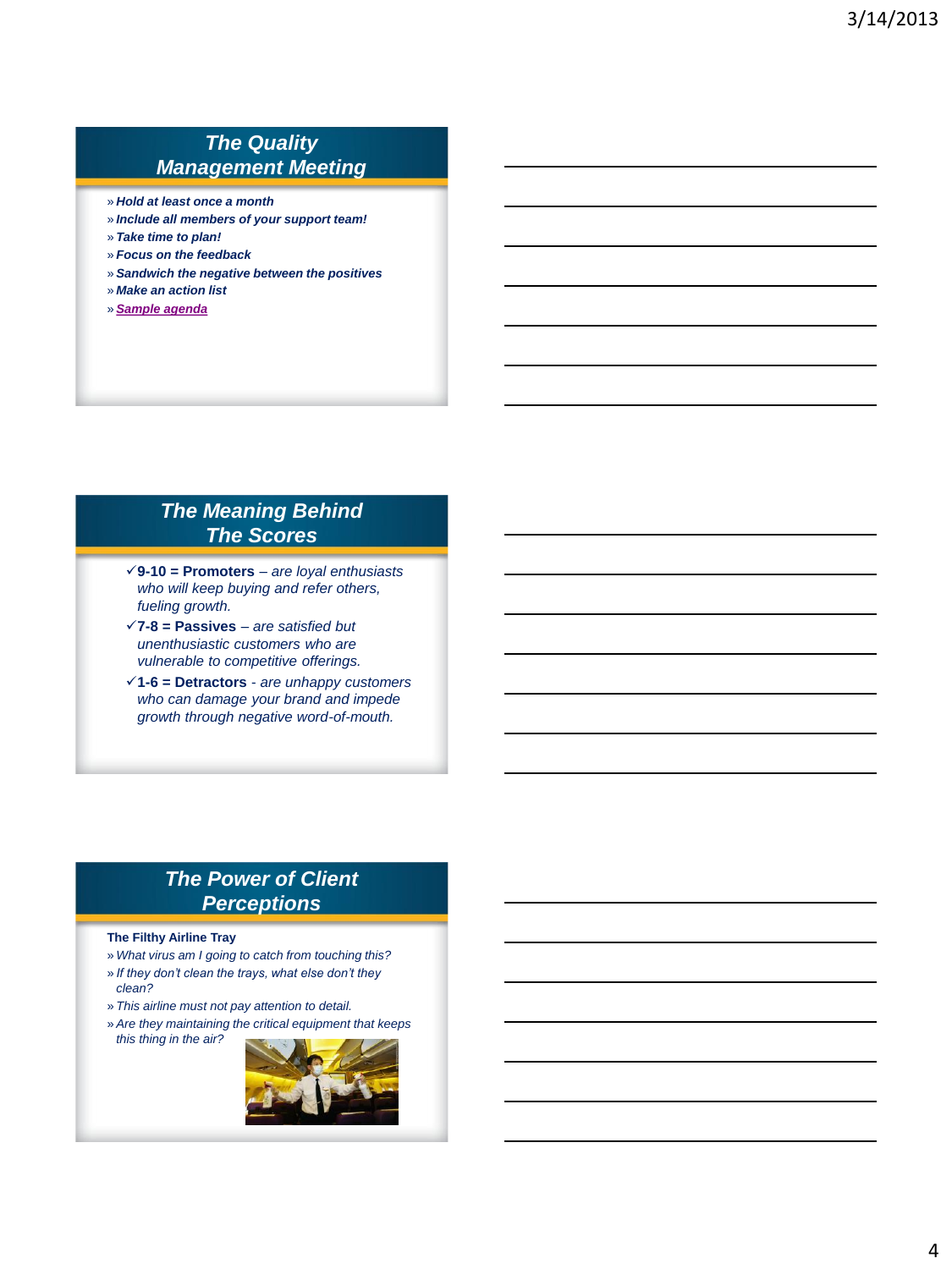## The Quality Management Meeting

- ***Hold at least once a month***
- ***Include all members of your support team!***
- ***Take time to plan!***
- ***Focus on the feedback***
- ***Sandwich the negative between the positives***
- ***Make an action list***
- ***Sample agenda***

## The Meaning Behind The Scores

- ✓**9-10 = Promoters** – *are loyal enthusiasts who will keep buying and refer others, fueling growth.*
- ✓**7-8 = Passives** – *are satisfied but unenthusiastic customers who are vulnerable to competitive offerings.*
- ✓**1-6 = Detractors** - *are unhappy customers who can damage your brand and impede growth through negative word-of-mouth.*

## The Power of Client Perceptions

**The Filthy Airline Tray**

- *What virus am I going to catch from touching this?*
- *If they don't clean the trays, what else don't they clean?*
- *This airline must not pay attention to detail.*
- *Are they maintaining the critical equipment that keeps this thing in the air?*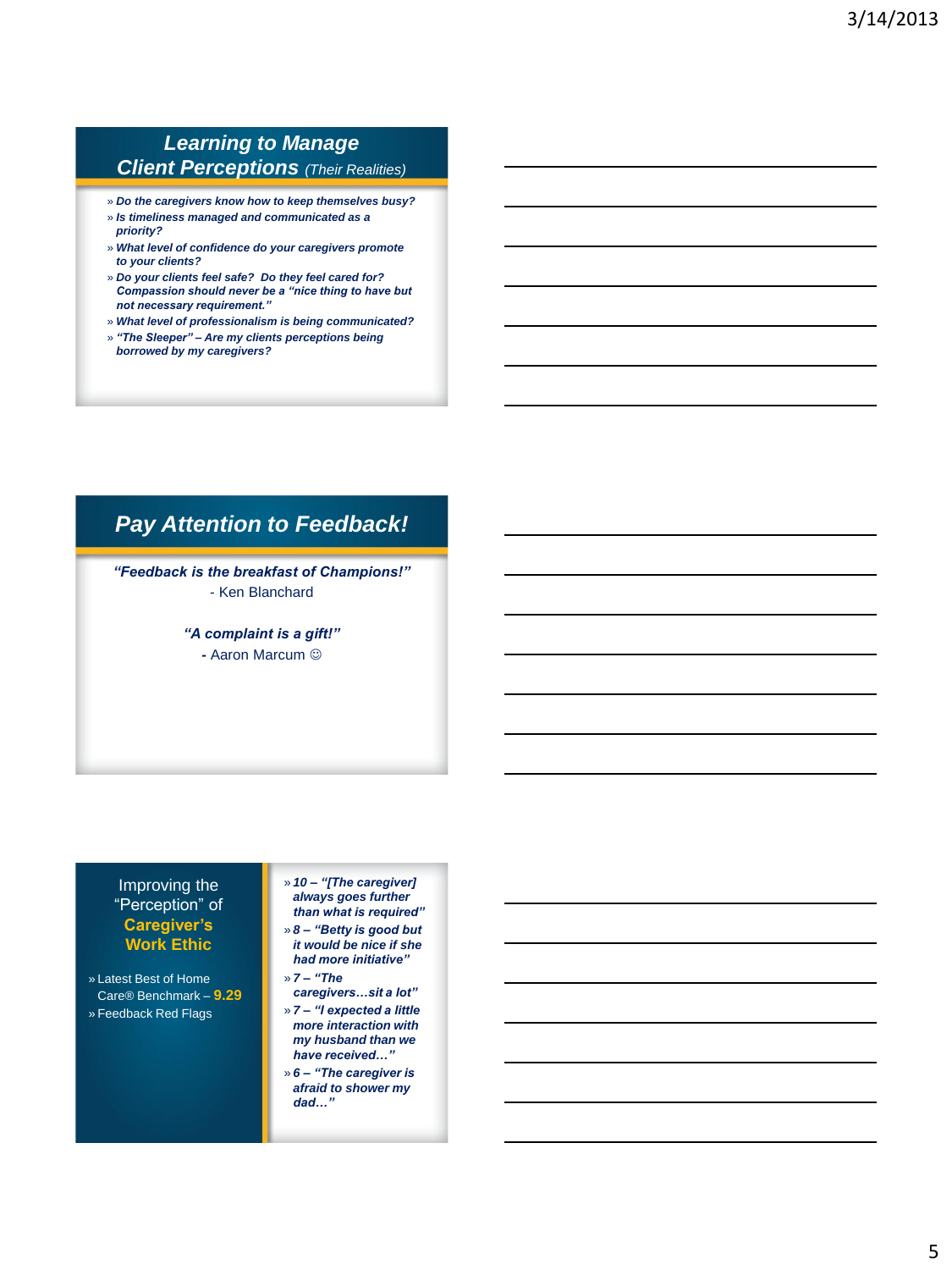## *Learning to Manage Client Perceptions* (Their Realities)

- *Do the caregivers know how to keep themselves busy?*
- *Is timeliness managed and communicated as a priority?*
- *What level of confidence do your caregivers promote to your clients?*
- *Do your clients feel safe? Do they feel cared for? Compassion should never be a "nice thing to have but not necessary requirement."*
- *What level of professionalism is being communicated?*
- *"The Sleeper" – Are my clients perceptions being borrowed by my caregivers?*

## *Pay Attention to Feedback!*

***"Feedback is the breakfast of Champions!"***
- Ken Blanchard

***"A complaint is a gift!"***
**-** Aaron Marcum ☺

## Improving the "Perception" of **Caregiver's Work Ethic**

- Latest Best of Home Care® Benchmark – **9.29**
- Feedback Red Flags

- *10 – "[The caregiver] always goes further than what is required"*
- *8 – "Betty is good but it would be nice if she had more initiative"*
- *7 – "The caregivers…sit a lot"*
- *7 – "I expected a little more interaction with my husband than we have received…"*
- *6 – "The caregiver is afraid to shower my dad…"*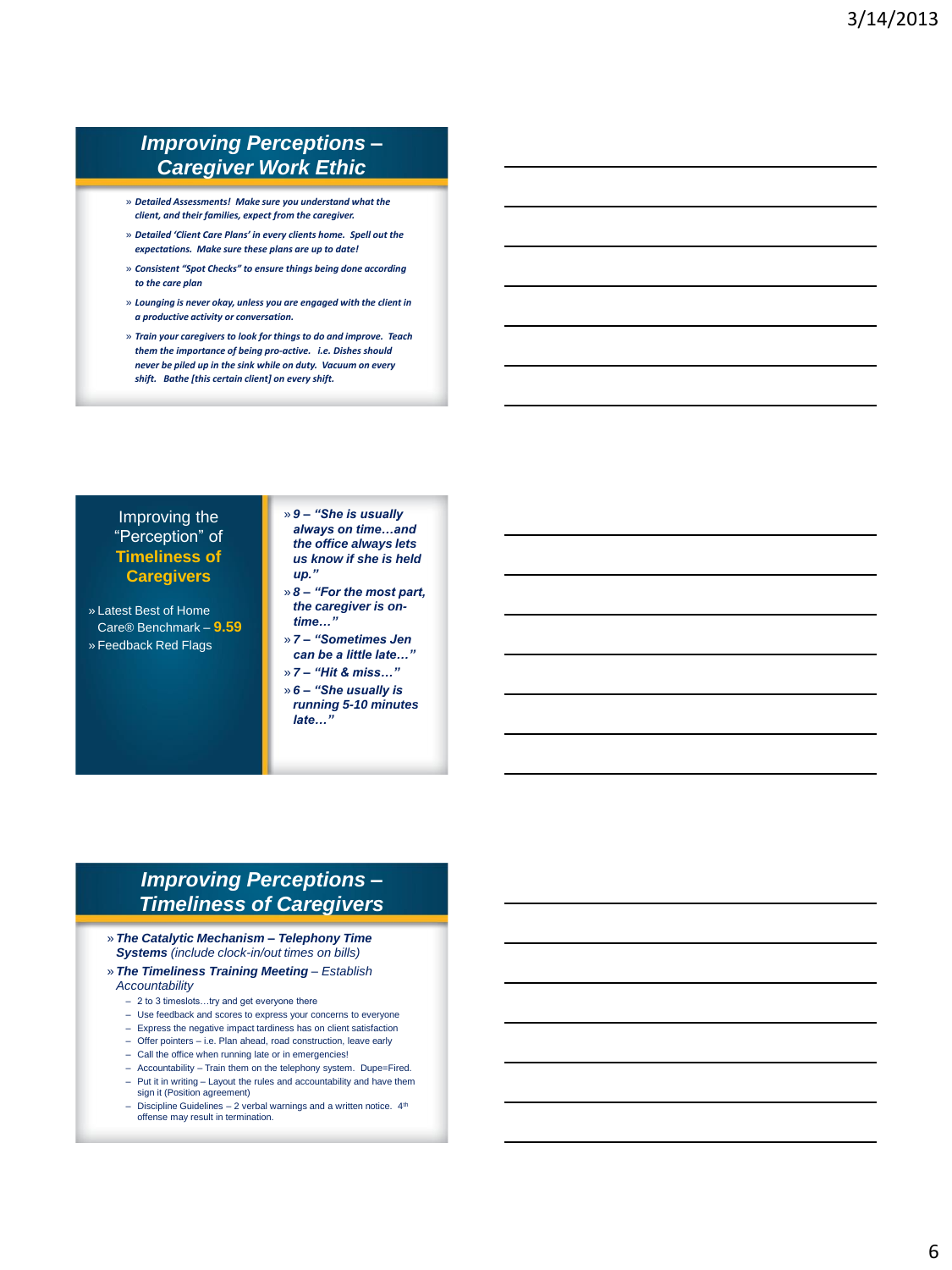## Improving Perceptions – Caregiver Work Ethic

- *Detailed Assessments! Make sure you understand what the client, and their families, expect from the caregiver.*
- *Detailed 'Client Care Plans' in every clients home. Spell out the expectations. Make sure these plans are up to date!*
- *Consistent "Spot Checks" to ensure things being done according to the care plan*
- *Lounging is never okay, unless you are engaged with the client in a productive activity or conversation.*
- *Train your caregivers to look for things to do and improve. Teach them the importance of being pro-active. i.e. Dishes should never be piled up in the sink while on duty. Vacuum on every shift. Bathe [this certain client] on every shift.*

## Improving the "Perception" of Timeliness of Caregivers

- Latest Best of Home Care® Benchmark – **9.59**
- Feedback Red Flags

- ***9 – "She is usually always on time…and the office always lets us know if she is held up."***
- ***8 – "For the most part, the caregiver is on-time…"***
- ***7 – "Sometimes Jen can be a little late…"***
- ***7 – "Hit & miss…"***
- ***6 – "She usually is running 5-10 minutes late…"***

## Improving Perceptions – Timeliness of Caregivers

- ***The Catalytic Mechanism – Telephony Time Systems*** *(include clock-in/out times on bills)*
- ***The Timeliness Training Meeting*** *– Establish Accountability*
  - 2 to 3 timeslots…try and get everyone there
  - Use feedback and scores to express your concerns to everyone
  - Express the negative impact tardiness has on client satisfaction
  - Offer pointers – i.e. Plan ahead, road construction, leave early
  - Call the office when running late or in emergencies!
  - Accountability – Train them on the telephony system. Dupe=Fired.
  - Put it in writing – Layout the rules and accountability and have them sign it (Position agreement)
  - Discipline Guidelines – 2 verbal warnings and a written notice. 4th offense may result in termination.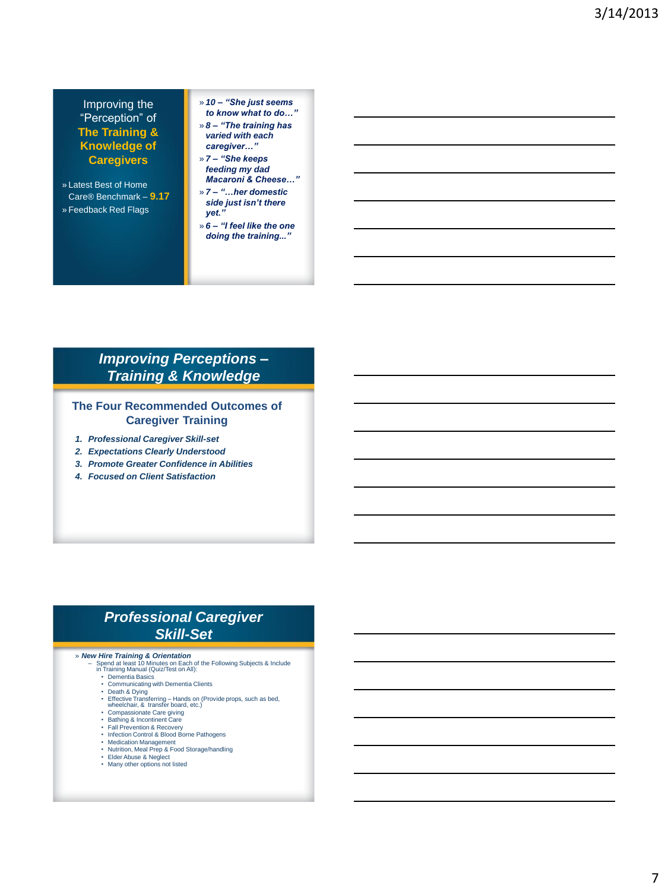## Improving the "Perception" of **The Training & Knowledge of Caregivers**

- Latest Best of Home Care® Benchmark – **9.17**
- Feedback Red Flags

- ***10 – "She just seems to know what to do…"***
- ***8 – "The training has varied with each caregiver…"***
- ***7 – "She keeps feeding my dad Macaroni & Cheese…"***
- ***7 – "…her domestic side just isn't there yet."***
- ***6 – "I feel like the one doing the training..."***

## *Improving Perceptions – Training & Knowledge*

### The Four Recommended Outcomes of Caregiver Training

1. ***Professional Caregiver Skill-set***
2. ***Expectations Clearly Understood***
3. ***Promote Greater Confidence in Abilities***
4. ***Focused on Client Satisfaction***

## *Professional Caregiver Skill-Set*

- ***New Hire Training & Orientation***
  - Spend at least 10 Minutes on Each of the Following Subjects & Include in Training Manual (Quiz/Test on All):
    - Dementia Basics
    - Communicating with Dementia Clients
    - Death & Dying
    - Effective Transferring – Hands on (Provide props, such as bed, wheelchair, & transfer board, etc.)
    - Compassionate Care giving
    - Bathing & Incontinent Care
    - Fall Prevention & Recovery
    - Infection Control & Blood Borne Pathogens
    - Medication Management
    - Nutrition, Meal Prep & Food Storage/handling
    - Elder Abuse & Neglect
    - Many other options not listed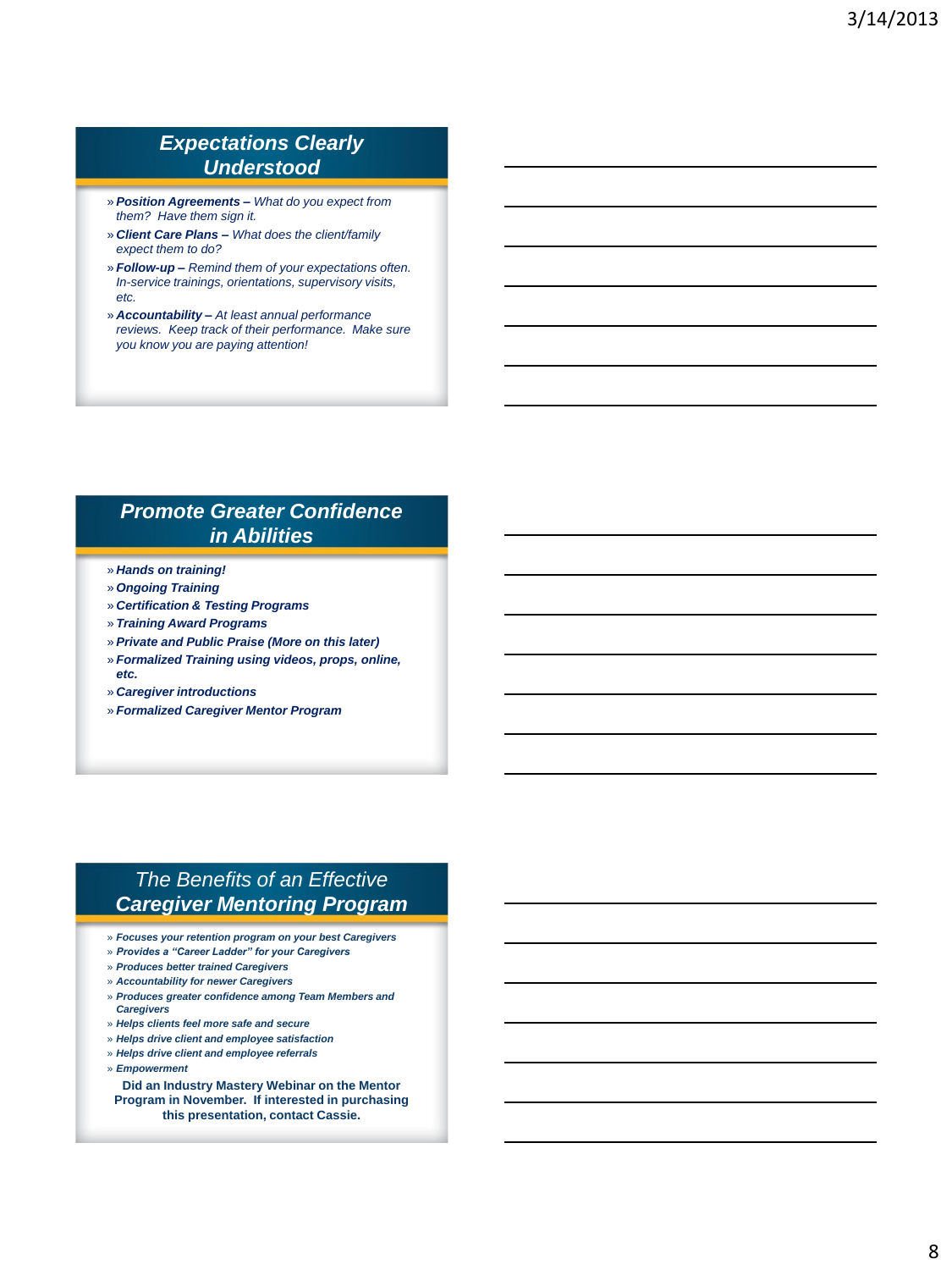## *Expectations Clearly Understood*

- ***Position Agreements –*** *What do you expect from them? Have them sign it.*
- ***Client Care Plans –*** *What does the client/family expect them to do?*
- ***Follow-up –*** *Remind them of your expectations often. In-service trainings, orientations, supervisory visits, etc.*
- ***Accountability –*** *At least annual performance reviews. Keep track of their performance. Make sure you know you are paying attention!*

## *Promote Greater Confidence in Abilities*

- ***Hands on training!***
- ***Ongoing Training***
- ***Certification & Testing Programs***
- ***Training Award Programs***
- ***Private and Public Praise (More on this later)***
- ***Formalized Training using videos, props, online, etc.***
- ***Caregiver introductions***
- ***Formalized Caregiver Mentor Program***

## *The Benefits of an Effective* ***Caregiver Mentoring Program***

- ***Focuses your retention program on your best Caregivers***
- ***Provides a "Career Ladder" for your Caregivers***
- ***Produces better trained Caregivers***
- ***Accountability for newer Caregivers***
- ***Produces greater confidence among Team Members and Caregivers***
- ***Helps clients feel more safe and secure***
- ***Helps drive client and employee satisfaction***
- ***Helps drive client and employee referrals***
- ***Empowerment***

**Did an Industry Mastery Webinar on the Mentor Program in November. If interested in purchasing this presentation, contact Cassie.**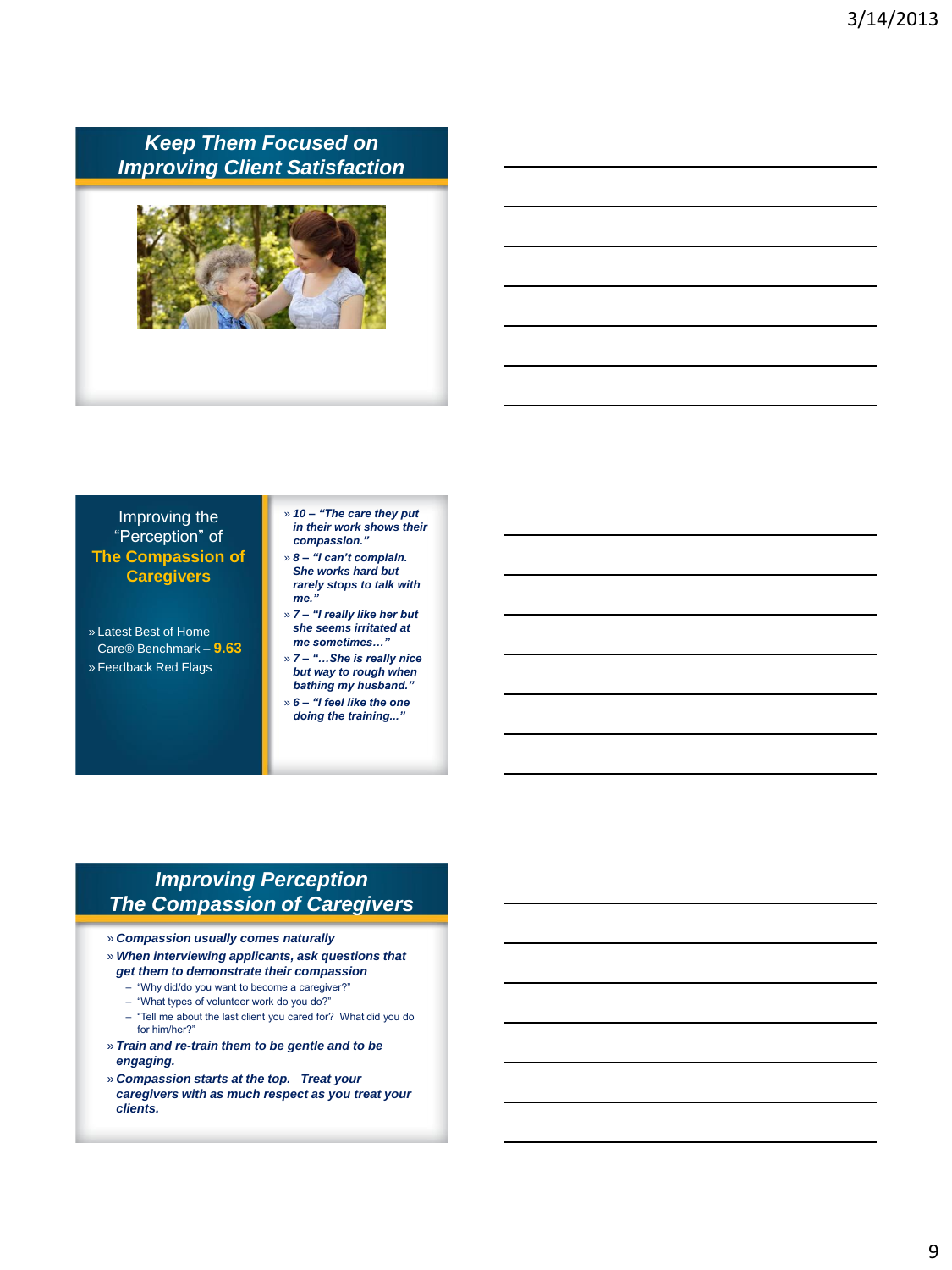## Keep Them Focused on Improving Client Satisfaction

## Improving the "Perception" of The Compassion of Caregivers

- Latest Best of Home Care® Benchmark – **9.63**
- Feedback Red Flags

- ***10 – "The care they put in their work shows their compassion."***
- ***8 – "I can't complain. She works hard but rarely stops to talk with me."***
- ***7 – "I really like her but she seems irritated at me sometimes…"***
- ***7 – "…She is really nice but way to rough when bathing my husband."***
- ***6 – "I feel like the one doing the training..."***

## Improving Perception The Compassion of Caregivers

- ***Compassion usually comes naturally***
- ***When interviewing applicants, ask questions that get them to demonstrate their compassion***
  - "Why did/do you want to become a caregiver?"
  - "What types of volunteer work do you do?"
  - "Tell me about the last client you cared for? What did you do for him/her?"
- ***Train and re-train them to be gentle and to be engaging.***
- ***Compassion starts at the top. Treat your caregivers with as much respect as you treat your clients.***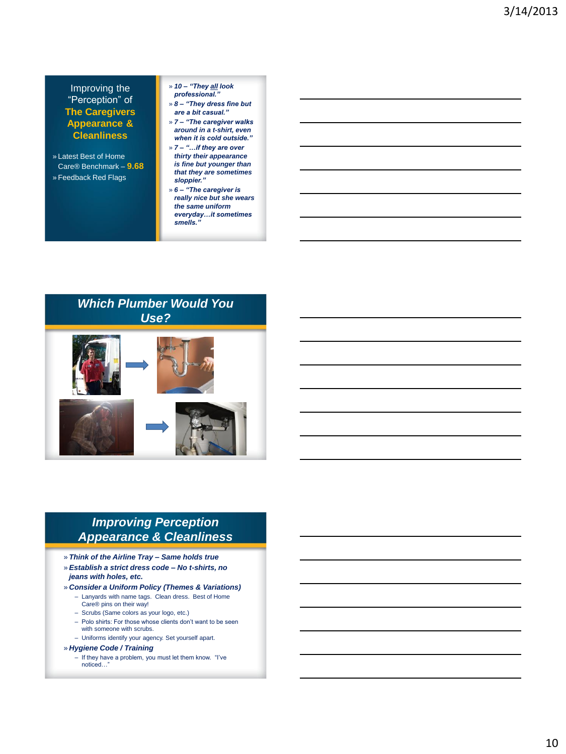## Improving the "Perception" of The Caregivers Appearance & Cleanliness

» Latest Best of Home Care® Benchmark – **9.68**

» Feedback Red Flags

» ***10 – "They all look professional."***

» ***8 – "They dress fine but are a bit casual."***

» ***7 – "The caregiver walks around in a t-shirt, even when it is cold outside."***

» ***7 – "…if they are over thirty their appearance is fine but younger than that they are sometimes sloppier."***

» ***6 – "The caregiver is really nice but she wears the same uniform everyday…it sometimes smells."***

## *Which Plumber Would You Use?*

## *Improving Perception Appearance & Cleanliness*

» ***Think of the Airline Tray – Same holds true***

» ***Establish a strict dress code – No t-shirts, no jeans with holes, etc.***

» ***Consider a Uniform Policy (Themes & Variations)***

- Lanyards with name tags. Clean dress. Best of Home Care® pins on their way!
- Scrubs (Same colors as your logo, etc.)
- Polo shirts: For those whose clients don't want to be seen with someone with scrubs.
- Uniforms identify your agency. Set yourself apart.

» ***Hygiene Code / Training***

- If they have a problem, you must let them know. "I've noticed…"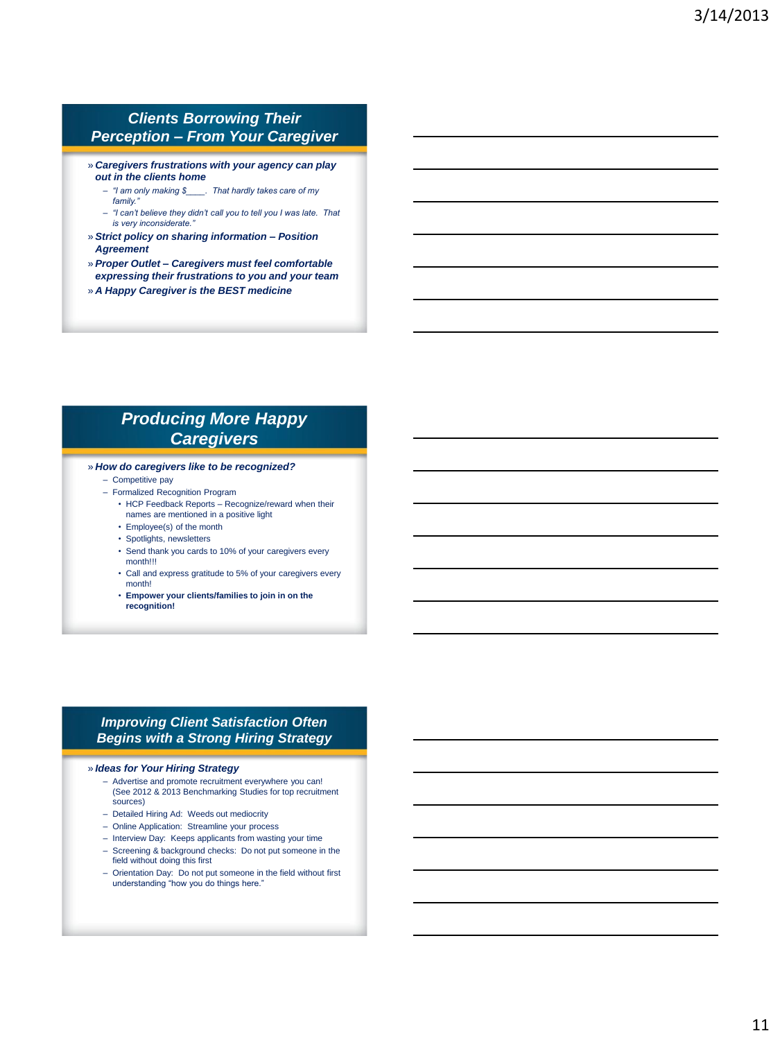## *Clients Borrowing Their Perception – From Your Caregiver*

- ***Caregivers frustrations with your agency can play out in the clients home***
  - *"I am only making $____. That hardly takes care of my family."*
  - *"I can't believe they didn't call you to tell you I was late. That is very inconsiderate."*
- ***Strict policy on sharing information – Position Agreement***
- ***Proper Outlet – Caregivers must feel comfortable expressing their frustrations to you and your team***
- ***A Happy Caregiver is the BEST medicine***

## *Producing More Happy Caregivers*

- ***How do caregivers like to be recognized?***
  - Competitive pay
  - Formalized Recognition Program
    - HCP Feedback Reports – Recognize/reward when their names are mentioned in a positive light
    - Employee(s) of the month
    - Spotlights, newsletters
    - Send thank you cards to 10% of your caregivers every month!!!
    - Call and express gratitude to 5% of your caregivers every month!
    - **Empower your clients/families to join in on the recognition!**

## *Improving Client Satisfaction Often Begins with a Strong Hiring Strategy*

- ***Ideas for Your Hiring Strategy***
  - Advertise and promote recruitment everywhere you can! (See 2012 & 2013 Benchmarking Studies for top recruitment sources)
  - Detailed Hiring Ad: Weeds out mediocrity
  - Online Application: Streamline your process
  - Interview Day: Keeps applicants from wasting your time
  - Screening & background checks: Do not put someone in the field without doing this first
  - Orientation Day: Do not put someone in the field without first understanding "how you do things here."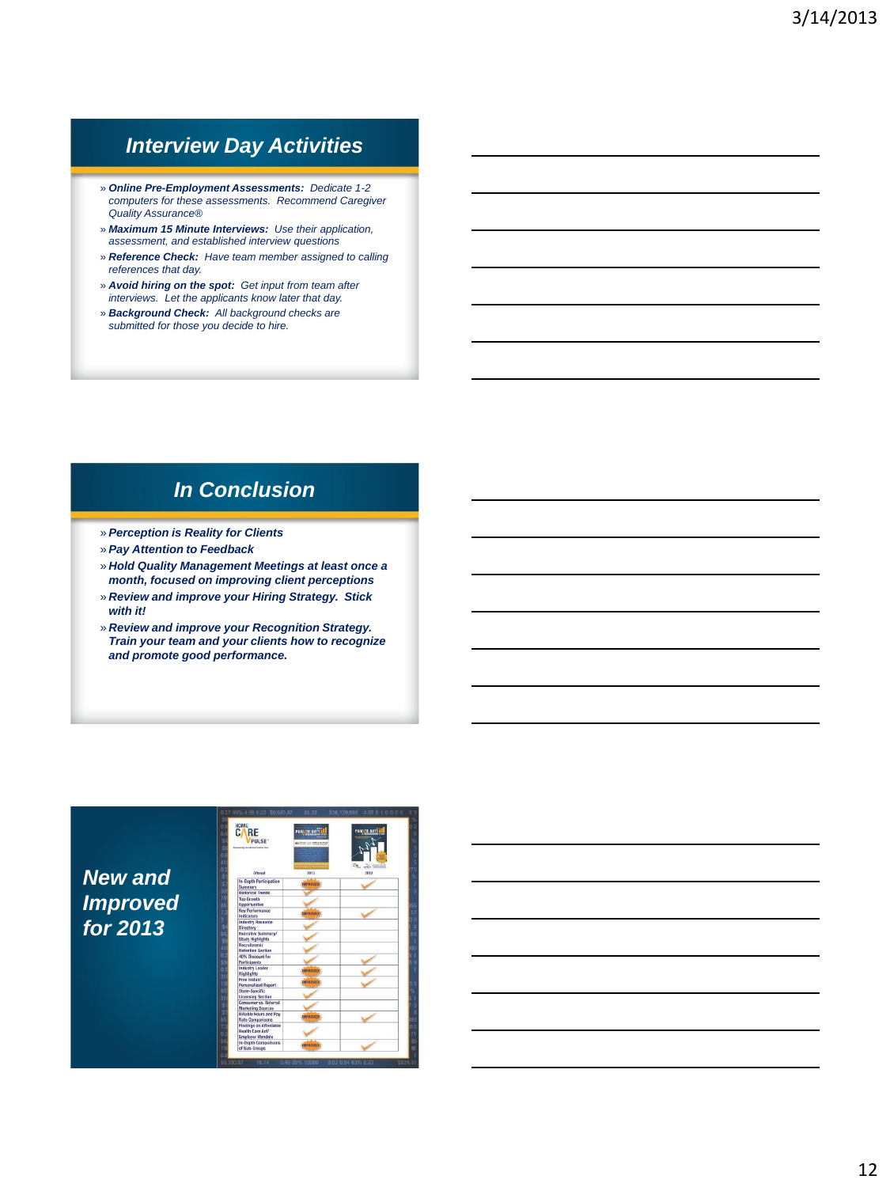## Interview Day Activities

- ***Online Pre-Employment Assessments:*** *Dedicate 1-2 computers for these assessments. Recommend Caregiver Quality Assurance®*
- ***Maximum 15 Minute Interviews:*** *Use their application, assessment, and established interview questions*
- ***Reference Check:*** *Have team member assigned to calling references that day.*
- ***Avoid hiring on the spot:*** *Get input from team after interviews. Let the applicants know later that day.*
- ***Background Check:*** *All background checks are submitted for those you decide to hire.*

## In Conclusion

- ***Perception is Reality for Clients***
- ***Pay Attention to Feedback***
- ***Hold Quality Management Meetings at least once a month, focused on improving client perceptions***
- ***Review and improve your Hiring Strategy. Stick with it!***
- ***Review and improve your Recognition Strategy. Train your team and your clients how to recognize and promote good performance.***

## New and Improved for 2013

| Offered | 2013 | 2012 |
|---|---|---|
| In-Depth Participation Summary | IMPROVED | ✓ |
| Historical Trends | ✓ | |
| Top Growth Opportunities | ✓ | |
| Key Performance Indicators | IMPROVED | ✓ |
| Industry Resource Directory | ✓ | |
| Executive Summary/ Study Highlights | ✓ | |
| Recruitment/ Retention Section | ✓ | |
| 40% Discount for Participants | ✓ | ✓ |
| Industry Leader Highlights | IMPROVED | ✓ |
| Free Instant Personalized Report | IMPROVED | ✓ |
| State-Specific Licensing Section | ✓ | |
| Consumer vs. Referral Marketing Sources | ✓ | |
| Billable Hours and Pay Rate Comparisons | IMPROVED | ✓ |
| Findings on Affordable Health Care Act/ Employer Mandate | ✓ | |
| In-Depth Comparisons of Sub-Groups | IMPROVED | ✓ |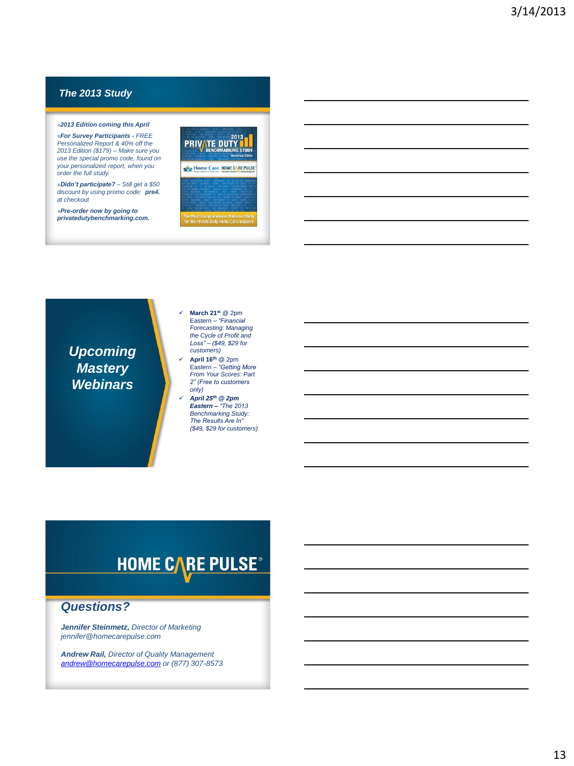## The 2013 Study

*»**2013 Edition coming this April***

*»**For Survey Participants** - FREE Personalized Report & 40% off the 2013 Edition ($179) – Make sure you use the special promo code, found on your personalized report, when you order the full study.*

*»**Didn't participate?** – Still get a $50 discount by using promo code: **pre4**, at checkout*

*»**Pre-order now by going to privatedutybenchmarking.com.***

## Upcoming Mastery Webinars

- **March 21st** @ 2pm Eastern – *"Financial Forecasting: Managing the Cycle of Profit and Loss" – ($49, $29 for customers)*
- **April 16th** @ 2pm Eastern – *"Getting More From Your Scores: Part 2" (Free to customers only)*
- ***April 25th** @ **2pm Eastern** – "The 2013 Benchmarking Study: The Results Are In" ($49, $29 for customers)*

## HOME CARE PULSE®

## *Questions?*

***Jennifer Steinmetz,** Director of Marketing*
*jennifer@homecarepulse.com*

***Andrew Rail,** Director of Quality Management*
*andrew@homecarepulse.com or (877) 307-8573*